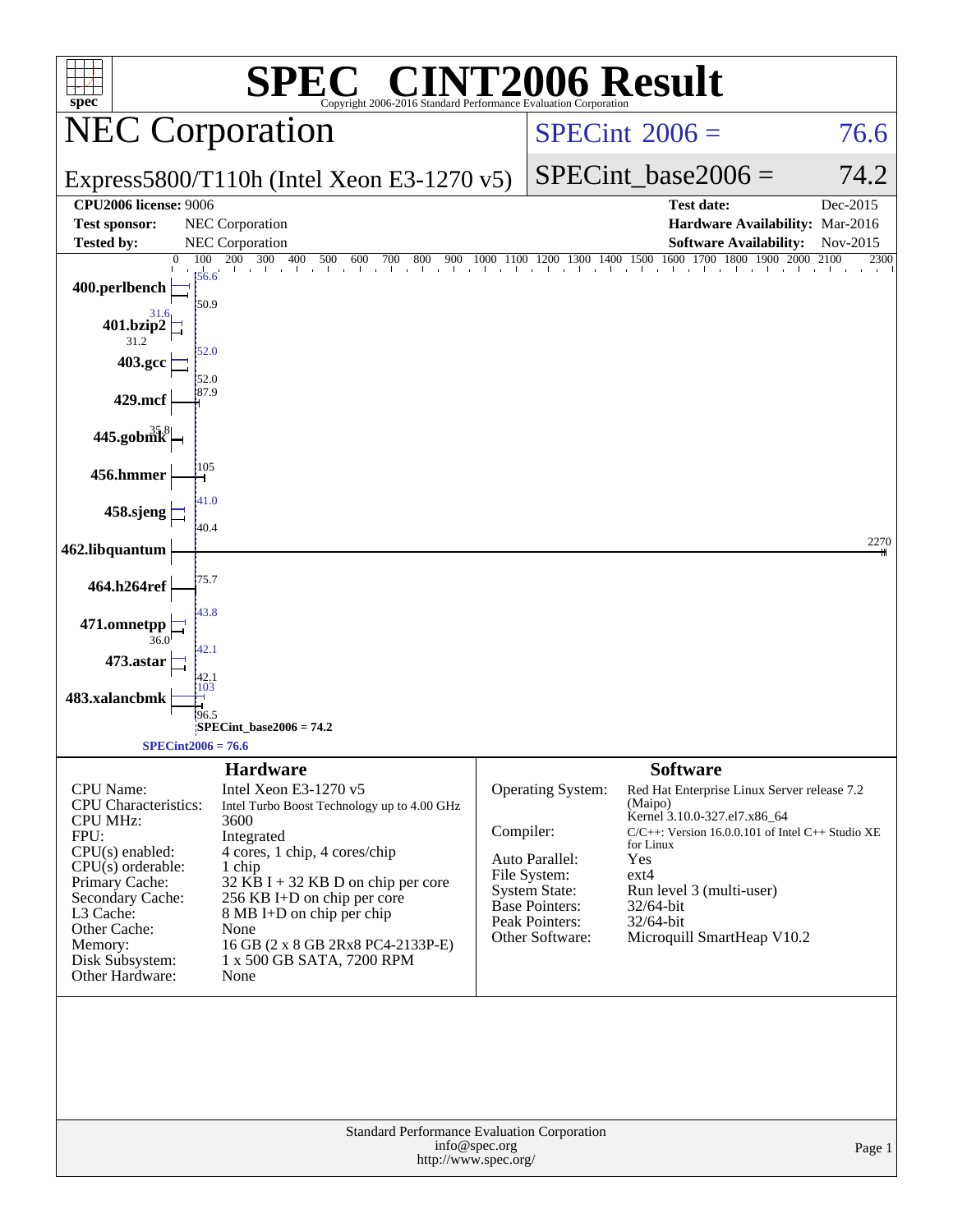# SPEC® CINT2006 Result

Copyright 2006-2016 Standard Performance Evaluation Corporation

## NEC Corporation

**Express5800/T110h (Intel Xeon E3-1270 v5)**

SPECint 2006 = 76.6

SPECint_base2006 = 74.2

| | | | |
|---|---|---|---|
| **CPU2006 license:** | 9006 | **Test date:** | Dec-2015 |
| **Test sponsor:** | NEC Corporation | **Hardware Availability:** | Mar-2016 |
| **Tested by:** | NEC Corporation | **Software Availability:** | Nov-2015 |

| Benchmark | Peak | Base |
|---|---|---|
| 400.perlbench | 56.6 | 50.9 |
| 401.bzip2 | 31.6 | 31.2 |
| 403.gcc | 52.0 | 52.0 |
| 429.mcf | 87.9 | 87.9 |
| 445.gobmk | 35.8 | 35.8 |
| 456.hmmer | 105 | 105 |
| 458.sjeng | 41.0 | 40.4 |
| 462.libquantum | 2270 | 2270 |
| 464.h264ref | 75.7 | 75.7 |
| 471.omnetpp | 43.8 | 36.0 |
| 473.astar | 42.1 | 42.1 |
| 483.xalancbmk | 103 | 96.5 |

SPECint_base2006 = 74.2

SPECint2006 = 76.6

### Hardware

| | |
|---|---|
| CPU Name: | Intel Xeon E3-1270 v5 |
| CPU Characteristics: | Intel Turbo Boost Technology up to 4.00 GHz |
| CPU MHz: | 3600 |
| FPU: | Integrated |
| CPU(s) enabled: | 4 cores, 1 chip, 4 cores/chip |
| CPU(s) orderable: | 1 chip |
| Primary Cache: | 32 KB I + 32 KB D on chip per core |
| Secondary Cache: | 256 KB I+D on chip per core |
| L3 Cache: | 8 MB I+D on chip per chip |
| Other Cache: | None |
| Memory: | 16 GB (2 x 8 GB 2Rx8 PC4-2133P-E) |
| Disk Subsystem: | 1 x 500 GB SATA, 7200 RPM |
| Other Hardware: | None |

### Software

| | |
|---|---|
| Operating System: | Red Hat Enterprise Linux Server release 7.2 (Maipo) Kernel 3.10.0-327.el7.x86_64 |
| Compiler: | C/C++: Version 16.0.0.101 of Intel C++ Studio XE for Linux |
| Auto Parallel: | Yes |
| File System: | ext4 |
| System State: | Run level 3 (multi-user) |
| Base Pointers: | 32/64-bit |
| Peak Pointers: | 32/64-bit |
| Other Software: | Microquill SmartHeap V10.2 |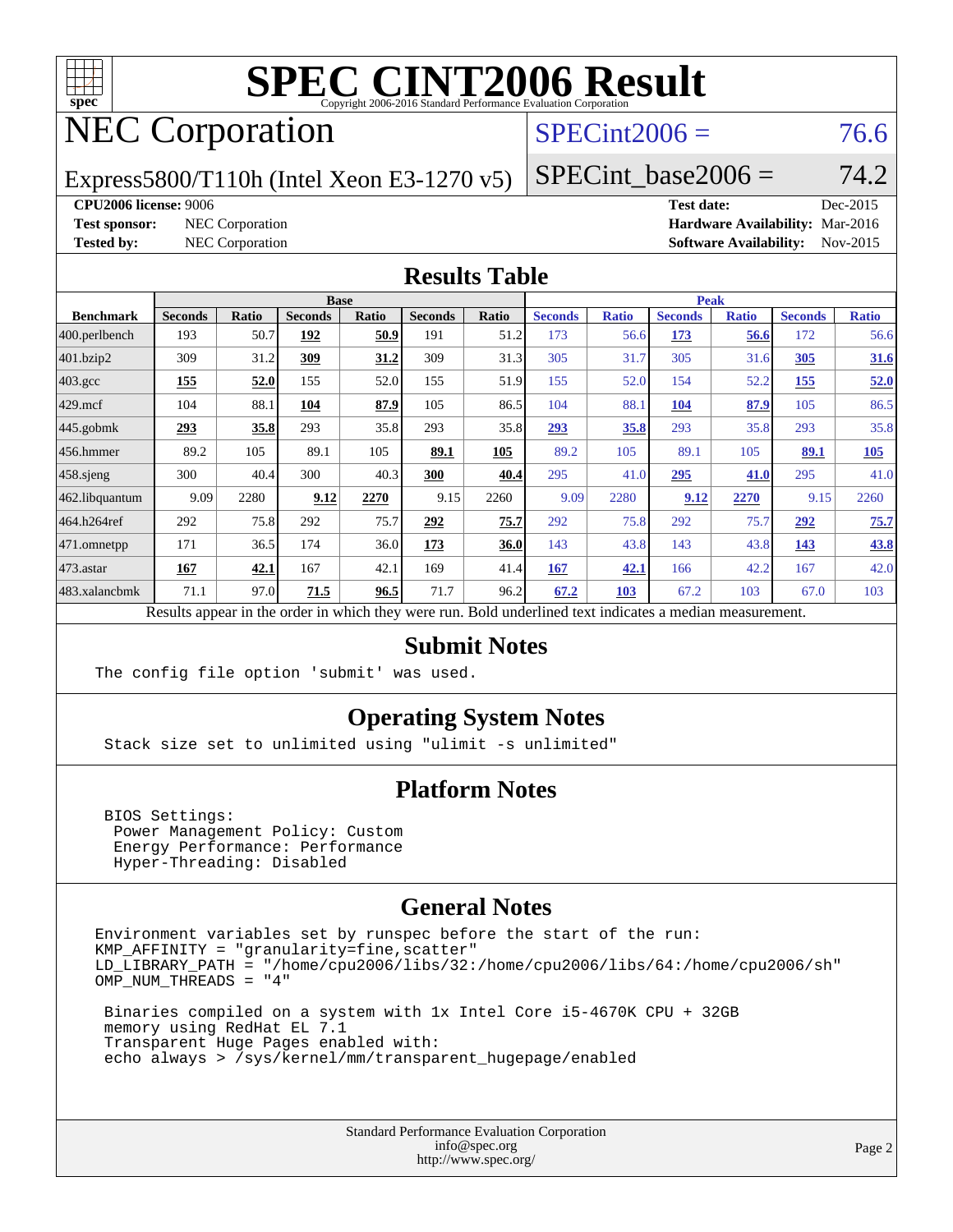# SPEC CINT2006 Result

Copyright 2006-2016 Standard Performance Evaluation Corporation

## NEC Corporation

Express5800/T110h (Intel Xeon E3-1270 v5)

SPECint2006 = 76.6

SPECint_base2006 = 74.2

**CPU2006 license:** 9006
**Test sponsor:** NEC Corporation
**Tested by:** NEC Corporation

**Test date:** Dec-2015
**Hardware Availability:** Mar-2016
**Software Availability:** Nov-2015

## Results Table

| Benchmark | Base | | | | | | Peak | | | | | |
|---|---|---|---|---|---|---|---|---|---|---|---|---|
| | Seconds | Ratio | Seconds | Ratio | Seconds | Ratio | Seconds | Ratio | Seconds | Ratio | Seconds | Ratio |
| 400.perlbench | 193 | 50.7 | **192** | **50.9** | 191 | 51.2 | 173 | 56.6 | **173** | **56.6** | 172 | 56.6 |
| 401.bzip2 | 309 | 31.2 | **309** | **31.2** | 309 | 31.3 | 305 | 31.7 | 305 | 31.6 | **305** | **31.6** |
| 403.gcc | **155** | **52.0** | 155 | 52.0 | 155 | 51.9 | 155 | 52.0 | 154 | 52.2 | **155** | **52.0** |
| 429.mcf | 104 | 88.1 | **104** | **87.9** | 105 | 86.5 | 104 | 88.1 | **104** | **87.9** | 105 | 86.5 |
| 445.gobmk | **293** | **35.8** | 293 | 35.8 | 293 | 35.8 | **293** | **35.8** | 293 | 35.8 | 293 | 35.8 |
| 456.hmmer | 89.2 | 105 | 89.1 | 105 | **89.1** | **105** | 89.2 | 105 | 89.1 | 105 | **89.1** | **105** |
| 458.sjeng | 300 | 40.4 | 300 | 40.3 | **300** | **40.4** | 295 | 41.0 | **295** | **41.0** | 295 | 41.0 |
| 462.libquantum | 9.09 | 2280 | **9.12** | **2270** | 9.15 | 2260 | 9.09 | 2280 | **9.12** | **2270** | 9.15 | 2260 |
| 464.h264ref | 292 | 75.8 | 292 | 75.7 | **292** | **75.7** | 292 | 75.8 | 292 | 75.7 | **292** | **75.7** |
| 471.omnetpp | 171 | 36.5 | 174 | 36.0 | **173** | **36.0** | 143 | 43.8 | 143 | 43.8 | **143** | **43.8** |
| 473.astar | **167** | **42.1** | 167 | 42.1 | 169 | 41.4 | **167** | **42.1** | 166 | 42.2 | 167 | 42.0 |
| 483.xalancbmk | 71.1 | 97.0 | **71.5** | **96.5** | 71.7 | 96.2 | **67.2** | **103** | 67.2 | 103 | 67.0 | 103 |

Results appear in the order in which they were run. Bold underlined text indicates a median measurement.

## Submit Notes

The config file option 'submit' was used.

## Operating System Notes

Stack size set to unlimited using "ulimit -s unlimited"

## Platform Notes

```
BIOS Settings:
 Power Management Policy: Custom
 Energy Performance: Performance
 Hyper-Threading: Disabled
```

## General Notes

```
Environment variables set by runspec before the start of the run:
KMP_AFFINITY = "granularity=fine,scatter"
LD_LIBRARY_PATH = "/home/cpu2006/libs/32:/home/cpu2006/libs/64:/home/cpu2006/sh"
OMP_NUM_THREADS = "4"

 Binaries compiled on a system with 1x Intel Core i5-4670K CPU + 32GB
 memory using RedHat EL 7.1
 Transparent Huge Pages enabled with:
 echo always > /sys/kernel/mm/transparent_hugepage/enabled
```

Standard Performance Evaluation Corporation
info@spec.org
http://www.spec.org/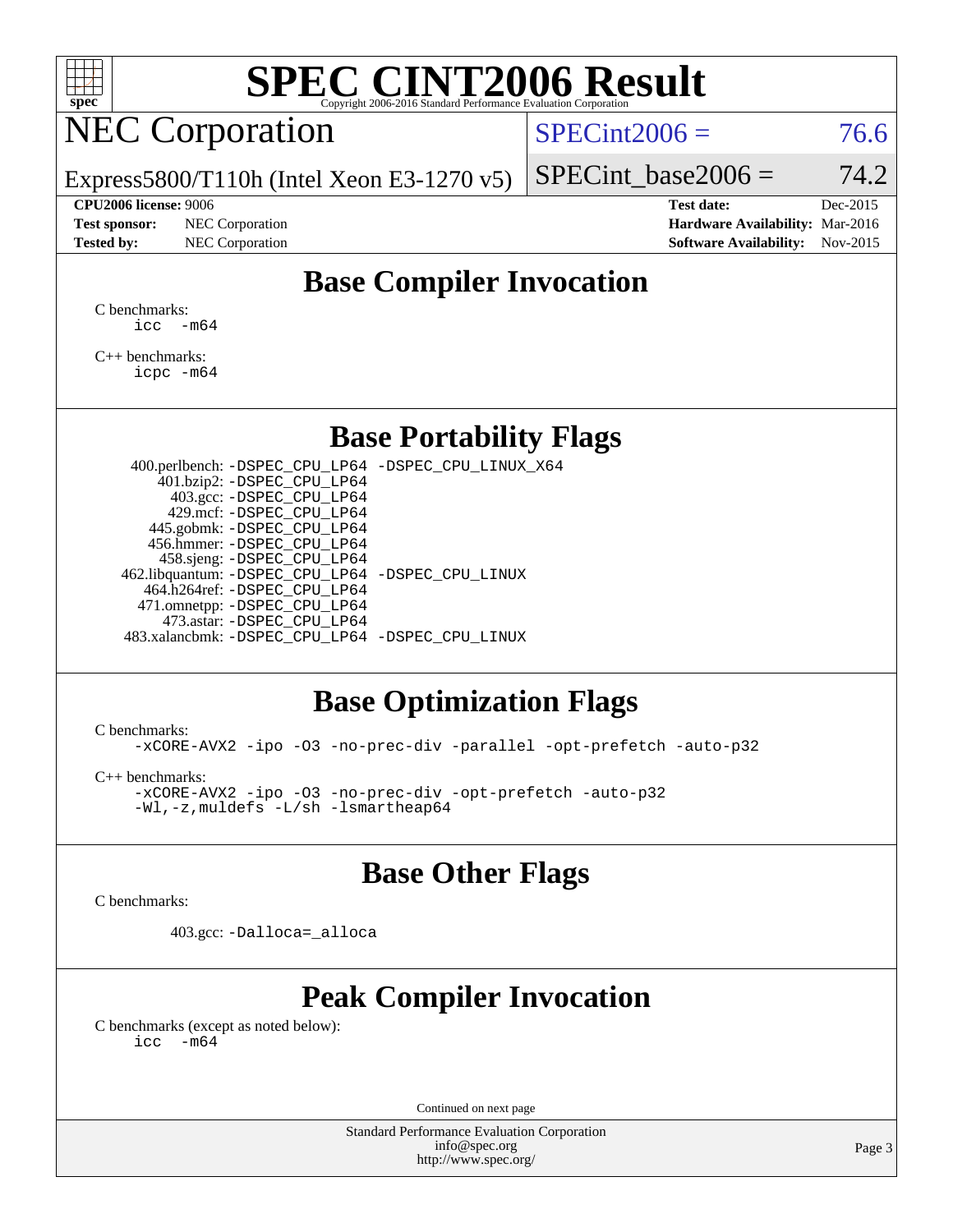# SPEC CINT2006 Result

Copyright 2006-2016 Standard Performance Evaluation Corporation

## NEC Corporation

Express5800/T110h (Intel Xeon E3-1270 v5)

SPECint2006 = 76.6

SPECint_base2006 = 74.2

| | | | |
|---|---|---|---|
| **CPU2006 license:** 9006 | | **Test date:** | Dec-2015 |
| **Test sponsor:** | NEC Corporation | **Hardware Availability:** | Mar-2016 |
| **Tested by:** | NEC Corporation | **Software Availability:** | Nov-2015 |

## Base Compiler Invocation

C benchmarks:

```
icc   -m64
```

C++ benchmarks:

```
icpc -m64
```

## Base Portability Flags

```
    400.perlbench: -DSPEC_CPU_LP64 -DSPEC_CPU_LINUX_X64
        401.bzip2: -DSPEC_CPU_LP64
          403.gcc: -DSPEC_CPU_LP64
          429.mcf: -DSPEC_CPU_LP64
        445.gobmk: -DSPEC_CPU_LP64
        456.hmmer: -DSPEC_CPU_LP64
        458.sjeng: -DSPEC_CPU_LP64
   462.libquantum: -DSPEC_CPU_LP64 -DSPEC_CPU_LINUX
      464.h264ref: -DSPEC_CPU_LP64
      471.omnetpp: -DSPEC_CPU_LP64
        473.astar: -DSPEC_CPU_LP64
   483.xalancbmk: -DSPEC_CPU_LP64 -DSPEC_CPU_LINUX
```

## Base Optimization Flags

C benchmarks:

```
-xCORE-AVX2 -ipo -O3 -no-prec-div -parallel -opt-prefetch -auto-p32
```

C++ benchmarks:

```
-xCORE-AVX2 -ipo -O3 -no-prec-div -opt-prefetch -auto-p32
-Wl,-z,muldefs -L/sh -lsmartheap64
```

## Base Other Flags

C benchmarks:

```
403.gcc: -Dalloca=_alloca
```

## Peak Compiler Invocation

C benchmarks (except as noted below):

```
icc   -m64
```

Continued on next page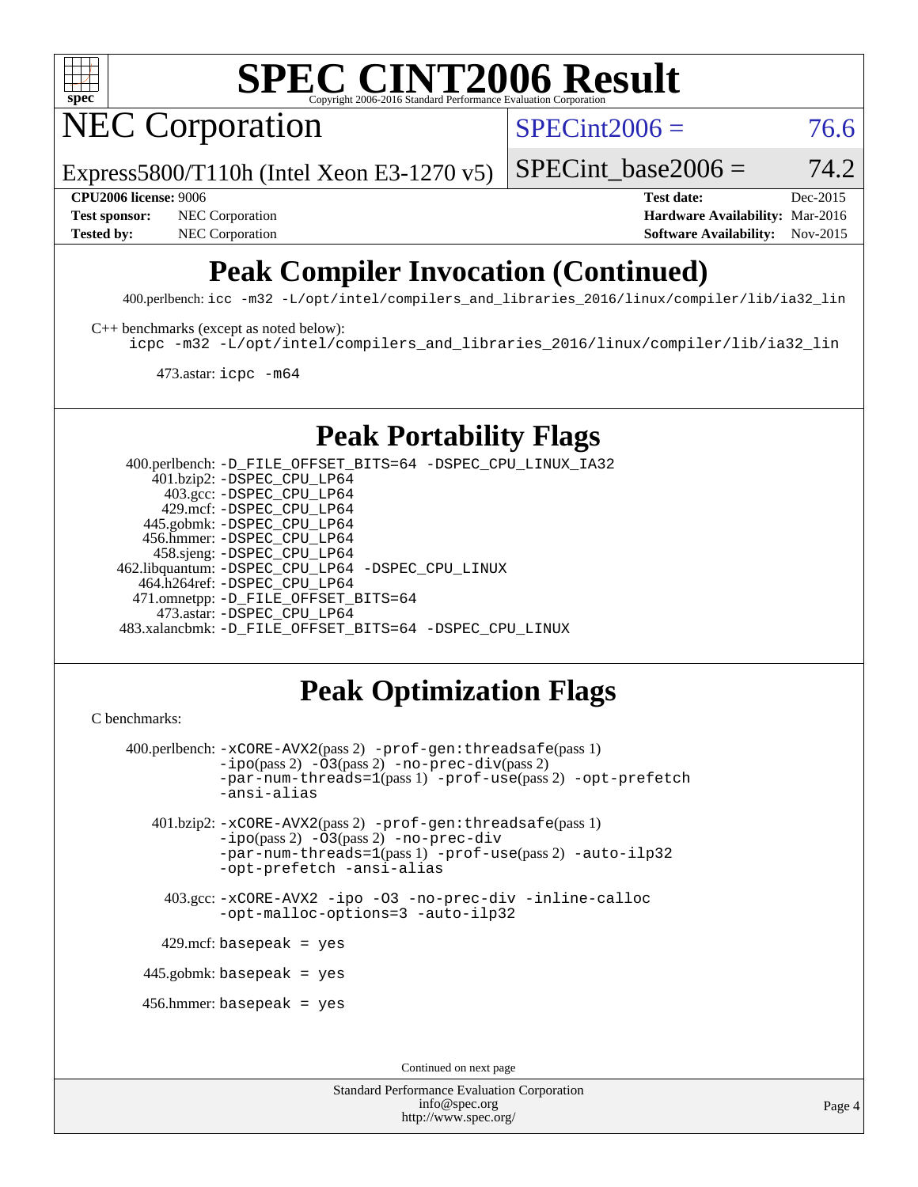# Peak Compiler Invocation (Continued)

400.perlbench: `icc -m32 -L/opt/intel/compilers_and_libraries_2016/linux/compiler/lib/ia32_lin`

C++ benchmarks (except as noted below):
`icpc -m32 -L/opt/intel/compilers_and_libraries_2016/linux/compiler/lib/ia32_lin`

473.astar: `icpc -m64`

# Peak Portability Flags

400.perlbench: `-D_FILE_OFFSET_BITS=64 -DSPEC_CPU_LINUX_IA32`
401.bzip2: `-DSPEC_CPU_LP64`
403.gcc: `-DSPEC_CPU_LP64`
429.mcf: `-DSPEC_CPU_LP64`
445.gobmk: `-DSPEC_CPU_LP64`
456.hmmer: `-DSPEC_CPU_LP64`
458.sjeng: `-DSPEC_CPU_LP64`
462.libquantum: `-DSPEC_CPU_LP64 -DSPEC_CPU_LINUX`
464.h264ref: `-DSPEC_CPU_LP64`
471.omnetpp: `-D_FILE_OFFSET_BITS=64`
473.astar: `-DSPEC_CPU_LP64`
483.xalancbmk: `-D_FILE_OFFSET_BITS=64 -DSPEC_CPU_LINUX`

# Peak Optimization Flags

C benchmarks:

400.perlbench: `-xCORE-AVX2`(pass 2) `-prof-gen:threadsafe`(pass 1) `-ipo`(pass 2) `-O3`(pass 2) `-no-prec-div`(pass 2) `-par-num-threads=1`(pass 1) `-prof-use`(pass 2) `-opt-prefetch` `-ansi-alias`

401.bzip2: `-xCORE-AVX2`(pass 2) `-prof-gen:threadsafe`(pass 1) `-ipo`(pass 2) `-O3`(pass 2) `-no-prec-div` `-par-num-threads=1`(pass 1) `-prof-use`(pass 2) `-auto-ilp32` `-opt-prefetch` `-ansi-alias`

403.gcc: `-xCORE-AVX2 -ipo -O3 -no-prec-div -inline-calloc -opt-malloc-options=3 -auto-ilp32`

429.mcf: `basepeak = yes`

445.gobmk: `basepeak = yes`

456.hmmer: `basepeak = yes`

Continued on next page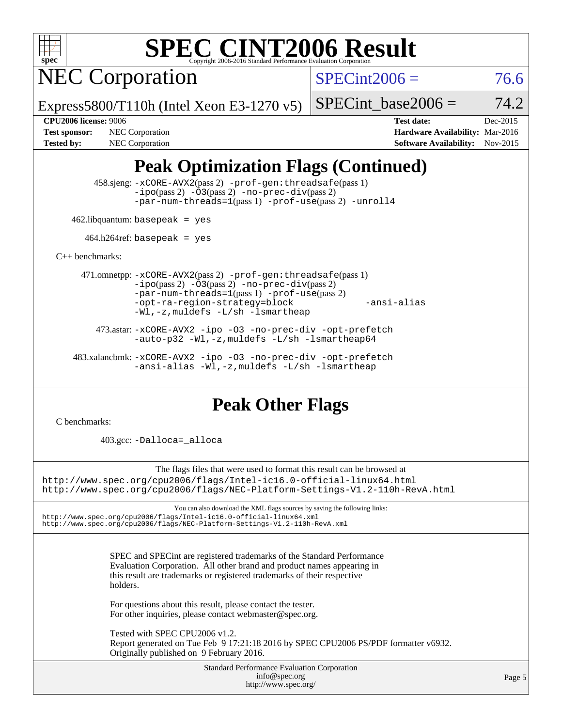# SPEC CINT2006 Result

Copyright 2006-2016 Standard Performance Evaluation Corporation

## NEC Corporation

Express5800/T110h (Intel Xeon E3-1270 v5)

SPECint2006 = 76.6

SPECint_base2006 = 74.2

| | | | |
|---|---|---|---|
| **CPU2006 license:** | 9006 | **Test date:** | Dec-2015 |
| **Test sponsor:** | NEC Corporation | **Hardware Availability:** | Mar-2016 |
| **Tested by:** | NEC Corporation | **Software Availability:** | Nov-2015 |

## Peak Optimization Flags (Continued)

458.sjeng: `-xCORE-AVX2`(pass 2) `-prof-gen:threadsafe`(pass 1) `-ipo`(pass 2) `-O3`(pass 2) `-no-prec-div`(pass 2) `-par-num-threads=1`(pass 1) `-prof-use`(pass 2) `-unroll4`

462.libquantum: `basepeak = yes`

464.h264ref: `basepeak = yes`

C++ benchmarks:

471.omnetpp: `-xCORE-AVX2`(pass 2) `-prof-gen:threadsafe`(pass 1) `-ipo`(pass 2) `-O3`(pass 2) `-no-prec-div`(pass 2) `-par-num-threads=1`(pass 1) `-prof-use`(pass 2) `-opt-ra-region-strategy=block` `-ansi-alias` `-Wl,-z,muldefs -L/sh -lsmartheap`

473.astar: `-xCORE-AVX2 -ipo -O3 -no-prec-div -opt-prefetch -auto-p32 -Wl,-z,muldefs -L/sh -lsmartheap64`

483.xalancbmk: `-xCORE-AVX2 -ipo -O3 -no-prec-div -opt-prefetch -ansi-alias -Wl,-z,muldefs -L/sh -lsmartheap`

## Peak Other Flags

C benchmarks:

403.gcc: `-Dalloca=_alloca`

The flags files that were used to format this result can be browsed at
http://www.spec.org/cpu2006/flags/Intel-ic16.0-official-linux64.html
http://www.spec.org/cpu2006/flags/NEC-Platform-Settings-V1.2-110h-RevA.html

You can also download the XML flags sources by saving the following links:
http://www.spec.org/cpu2006/flags/Intel-ic16.0-official-linux64.xml
http://www.spec.org/cpu2006/flags/NEC-Platform-Settings-V1.2-110h-RevA.xml

SPEC and SPECint are registered trademarks of the Standard Performance Evaluation Corporation. All other brand and product names appearing in this result are trademarks or registered trademarks of their respective holders.

For questions about this result, please contact the tester.
For other inquiries, please contact webmaster@spec.org.

Tested with SPEC CPU2006 v1.2.
Report generated on Tue Feb 9 17:21:18 2016 by SPEC CPU2006 PS/PDF formatter v6932.
Originally published on 9 February 2016.

Standard Performance Evaluation Corporation
info@spec.org
http://www.spec.org/